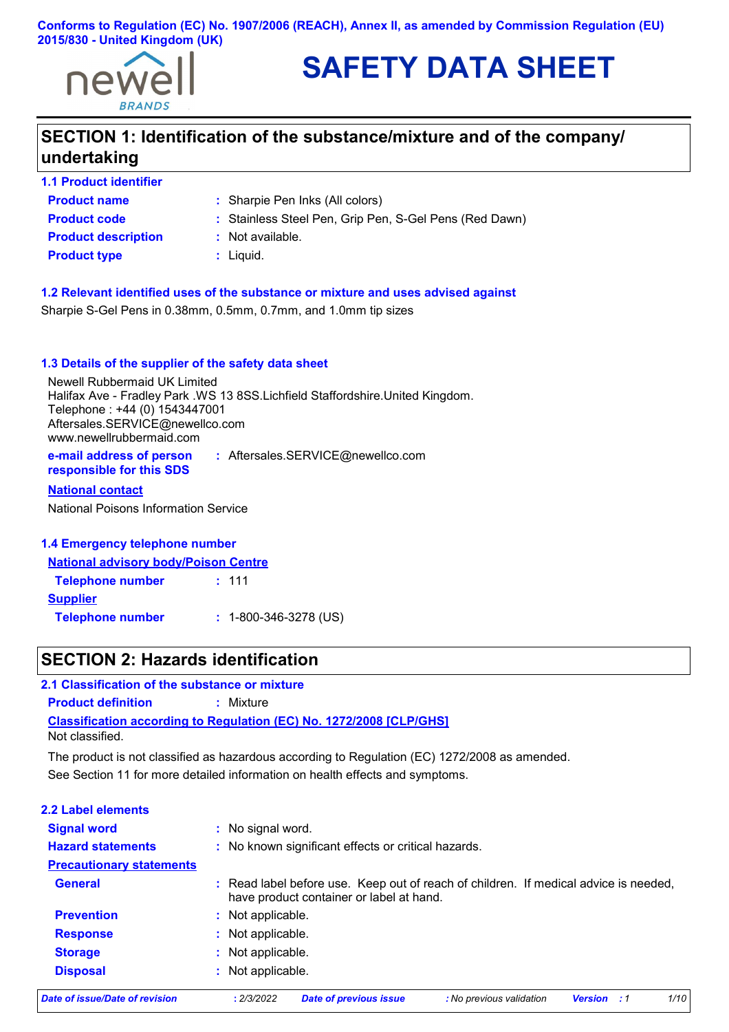Conforms to Regulation (EC) No. 1907/2006 (REACH), Annex II, as amended by Commission Regulation (EU) 2015/830 - United Kingdom (UK)

# SAFETY DATA SHEET

## SECTION 1: Identification of the substance/mixture and of the company/ undertaking

### 1.1 Product identifier

**Product name** : Sharpie Pen Inks (All colors)

**Product code** : Stainless Steel Pen, Grip Pen, S-Gel Pens (Red Dawn)

**Product description** : Not available.

**Product type** : Liquid.

### 1.2 Relevant identified uses of the substance or mixture and uses advised against

Sharpie S-Gel Pens in 0.38mm, 0.5mm, 0.7mm, and 1.0mm tip sizes

### 1.3 Details of the supplier of the safety data sheet

Newell Rubbermaid UK Limited
Halifax Ave - Fradley Park .WS 13 8SS.Lichfield Staffordshire.United Kingdom.
Telephone : +44 (0) 1543447001
Aftersales.SERVICE@newellco.com
www.newellrubbermaid.com

**e-mail address of person responsible for this SDS** : Aftersales.SERVICE@newellco.com

**National contact**

National Poisons Information Service

### 1.4 Emergency telephone number

**National advisory body/Poison Centre**

**Telephone number** : 111

**Supplier**

**Telephone number** : 1-800-346-3278 (US)

## SECTION 2: Hazards identification

### 2.1 Classification of the substance or mixture

**Product definition** : Mixture

**Classification according to Regulation (EC) No. 1272/2008 [CLP/GHS]**

Not classified.

The product is not classified as hazardous according to Regulation (EC) 1272/2008 as amended.

See Section 11 for more detailed information on health effects and symptoms.

### 2.2 Label elements

**Signal word** : No signal word.

**Hazard statements** : No known significant effects or critical hazards.

**Precautionary statements**

**General** : Read label before use. Keep out of reach of children. If medical advice is needed, have product container or label at hand.

**Prevention** : Not applicable.

**Response** : Not applicable.

**Storage** : Not applicable.

**Disposal** : Not applicable.

*Date of issue/Date of revision* : 2/3/2022 *Date of previous issue* : No previous validation *Version* : 1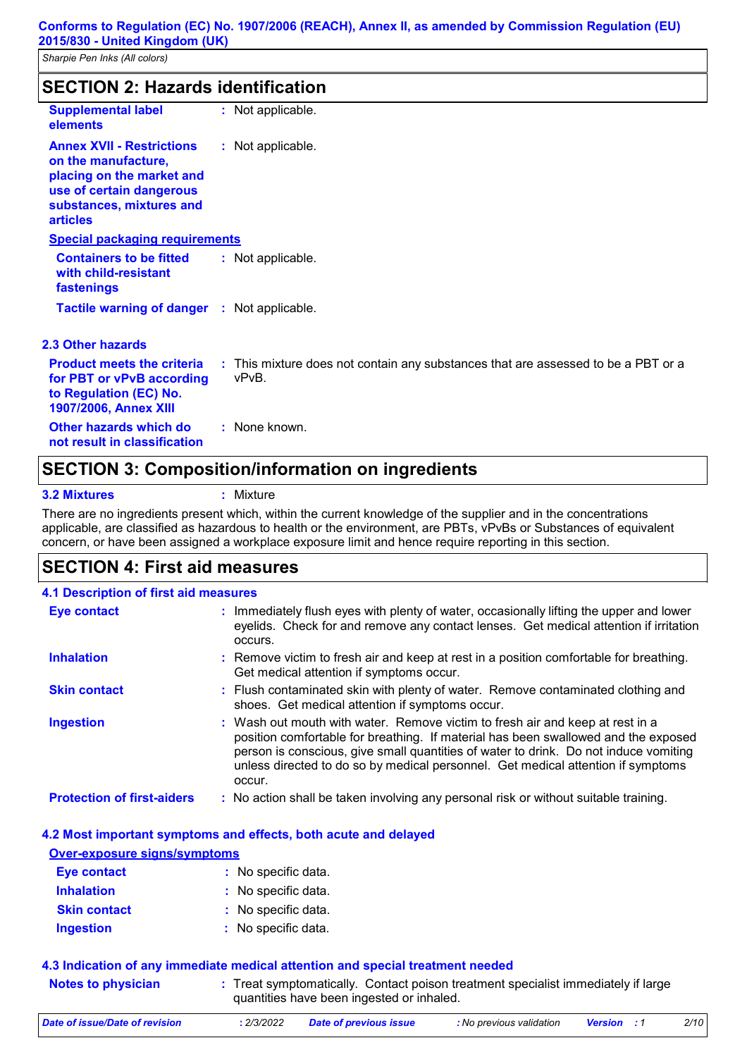## SECTION 2: Hazards identification

| | |
|---|---|
| **Supplemental label elements** | Not applicable. |
| **Annex XVII - Restrictions on the manufacture, placing on the market and use of certain dangerous substances, mixtures and articles** | Not applicable. |

**Special packaging requirements**

| | |
|---|---|
| **Containers to be fitted with child-resistant fastenings** | Not applicable. |
| **Tactile warning of danger** | Not applicable. |

### 2.3 Other hazards

| | |
|---|---|
| **Product meets the criteria for PBT or vPvB according to Regulation (EC) No. 1907/2006, Annex XIII** | This mixture does not contain any substances that are assessed to be a PBT or a vPvB. |
| **Other hazards which do not result in classification** | None known. |

## SECTION 3: Composition/information on ingredients

**3.2 Mixtures** : Mixture

There are no ingredients present which, within the current knowledge of the supplier and in the concentrations applicable, are classified as hazardous to health or the environment, are PBTs, vPvBs or Substances of equivalent concern, or have been assigned a workplace exposure limit and hence require reporting in this section.

## SECTION 4: First aid measures

### 4.1 Description of first aid measures

| | |
|---|---|
| **Eye contact** | Immediately flush eyes with plenty of water, occasionally lifting the upper and lower eyelids. Check for and remove any contact lenses. Get medical attention if irritation occurs. |
| **Inhalation** | Remove victim to fresh air and keep at rest in a position comfortable for breathing. Get medical attention if symptoms occur. |
| **Skin contact** | Flush contaminated skin with plenty of water. Remove contaminated clothing and shoes. Get medical attention if symptoms occur. |
| **Ingestion** | Wash out mouth with water. Remove victim to fresh air and keep at rest in a position comfortable for breathing. If material has been swallowed and the exposed person is conscious, give small quantities of water to drink. Do not induce vomiting unless directed to do so by medical personnel. Get medical attention if symptoms occur. |
| **Protection of first-aiders** | No action shall be taken involving any personal risk or without suitable training. |

### 4.2 Most important symptoms and effects, both acute and delayed

**Over-exposure signs/symptoms**

| | |
|---|---|
| **Eye contact** | No specific data. |
| **Inhalation** | No specific data. |
| **Skin contact** | No specific data. |
| **Ingestion** | No specific data. |

### 4.3 Indication of any immediate medical attention and special treatment needed

| | |
|---|---|
| **Notes to physician** | Treat symptomatically. Contact poison treatment specialist immediately if large quantities have been ingested or inhaled. |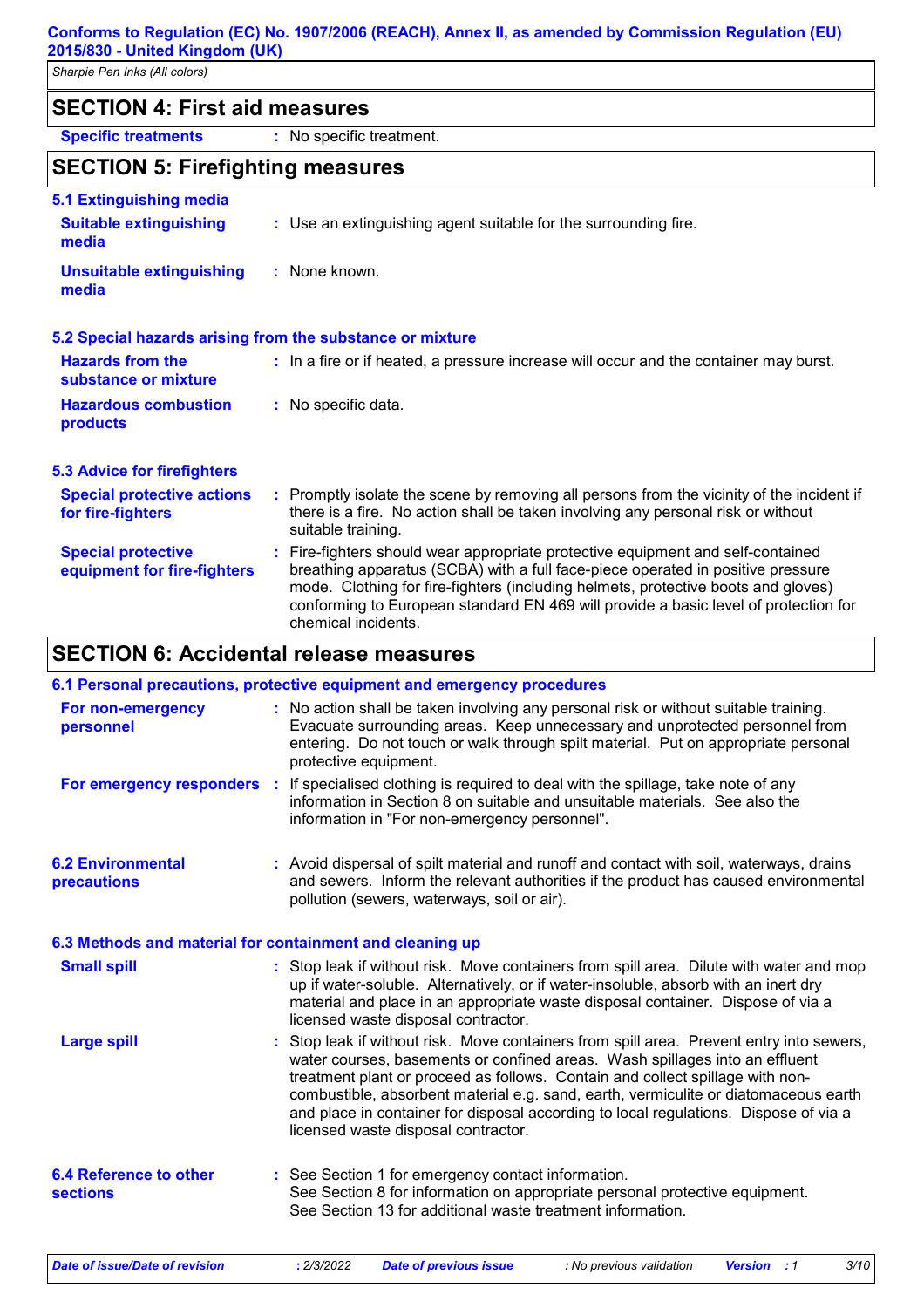## SECTION 4: First aid measures

**Specific treatments** : No specific treatment.

## SECTION 5: Firefighting measures

### 5.1 Extinguishing media

**Suitable extinguishing media** : Use an extinguishing agent suitable for the surrounding fire.

**Unsuitable extinguishing media** : None known.

### 5.2 Special hazards arising from the substance or mixture

**Hazards from the substance or mixture** : In a fire or if heated, a pressure increase will occur and the container may burst.

**Hazardous combustion products** : No specific data.

### 5.3 Advice for firefighters

**Special protective actions for fire-fighters** : Promptly isolate the scene by removing all persons from the vicinity of the incident if there is a fire. No action shall be taken involving any personal risk or without suitable training.

**Special protective equipment for fire-fighters** : Fire-fighters should wear appropriate protective equipment and self-contained breathing apparatus (SCBA) with a full face-piece operated in positive pressure mode. Clothing for fire-fighters (including helmets, protective boots and gloves) conforming to European standard EN 469 will provide a basic level of protection for chemical incidents.

## SECTION 6: Accidental release measures

### 6.1 Personal precautions, protective equipment and emergency procedures

**For non-emergency personnel** : No action shall be taken involving any personal risk or without suitable training. Evacuate surrounding areas. Keep unnecessary and unprotected personnel from entering. Do not touch or walk through spilt material. Put on appropriate personal protective equipment.

**For emergency responders** : If specialised clothing is required to deal with the spillage, take note of any information in Section 8 on suitable and unsuitable materials. See also the information in "For non-emergency personnel".

### 6.2 Environmental precautions

: Avoid dispersal of spilt material and runoff and contact with soil, waterways, drains and sewers. Inform the relevant authorities if the product has caused environmental pollution (sewers, waterways, soil or air).

### 6.3 Methods and material for containment and cleaning up

**Small spill** : Stop leak if without risk. Move containers from spill area. Dilute with water and mop up if water-soluble. Alternatively, or if water-insoluble, absorb with an inert dry material and place in an appropriate waste disposal container. Dispose of via a licensed waste disposal contractor.

**Large spill** : Stop leak if without risk. Move containers from spill area. Prevent entry into sewers, water courses, basements or confined areas. Wash spillages into an effluent treatment plant or proceed as follows. Contain and collect spillage with non-combustible, absorbent material e.g. sand, earth, vermiculite or diatomaceous earth and place in container for disposal according to local regulations. Dispose of via a licensed waste disposal contractor.

### 6.4 Reference to other sections

: See Section 1 for emergency contact information.
See Section 8 for information on appropriate personal protective equipment.
See Section 13 for additional waste treatment information.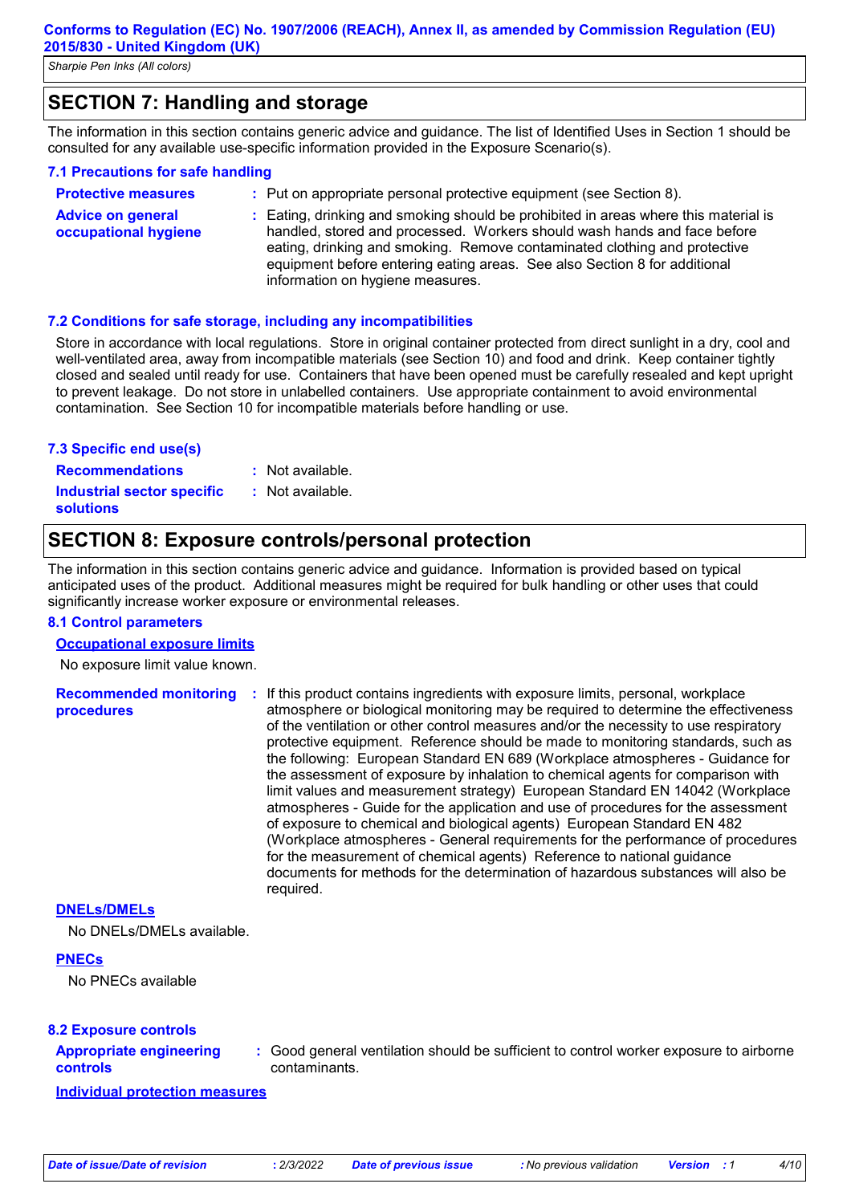## SECTION 7: Handling and storage

The information in this section contains generic advice and guidance. The list of Identified Uses in Section 1 should be consulted for any available use-specific information provided in the Exposure Scenario(s).

### 7.1 Precautions for safe handling

**Protective measures** : Put on appropriate personal protective equipment (see Section 8).

**Advice on general occupational hygiene** : Eating, drinking and smoking should be prohibited in areas where this material is handled, stored and processed. Workers should wash hands and face before eating, drinking and smoking. Remove contaminated clothing and protective equipment before entering eating areas. See also Section 8 for additional information on hygiene measures.

### 7.2 Conditions for safe storage, including any incompatibilities

Store in accordance with local regulations. Store in original container protected from direct sunlight in a dry, cool and well-ventilated area, away from incompatible materials (see Section 10) and food and drink. Keep container tightly closed and sealed until ready for use. Containers that have been opened must be carefully resealed and kept upright to prevent leakage. Do not store in unlabelled containers. Use appropriate containment to avoid environmental contamination. See Section 10 for incompatible materials before handling or use.

### 7.3 Specific end use(s)

**Recommendations** : Not available.

**Industrial sector specific solutions** : Not available.

## SECTION 8: Exposure controls/personal protection

The information in this section contains generic advice and guidance. Information is provided based on typical anticipated uses of the product. Additional measures might be required for bulk handling or other uses that could significantly increase worker exposure or environmental releases.

### 8.1 Control parameters

**Occupational exposure limits**

No exposure limit value known.

**Recommended monitoring procedures** : If this product contains ingredients with exposure limits, personal, workplace atmosphere or biological monitoring may be required to determine the effectiveness of the ventilation or other control measures and/or the necessity to use respiratory protective equipment. Reference should be made to monitoring standards, such as the following: European Standard EN 689 (Workplace atmospheres - Guidance for the assessment of exposure by inhalation to chemical agents for comparison with limit values and measurement strategy) European Standard EN 14042 (Workplace atmospheres - Guide for the application and use of procedures for the assessment of exposure to chemical and biological agents) European Standard EN 482 (Workplace atmospheres - General requirements for the performance of procedures for the measurement of chemical agents) Reference to national guidance documents for methods for the determination of hazardous substances will also be required.

**DNELs/DMELs**

No DNELs/DMELs available.

**PNECs**

No PNECs available

### 8.2 Exposure controls

**Appropriate engineering controls** : Good general ventilation should be sufficient to control worker exposure to airborne contaminants.

**Individual protection measures**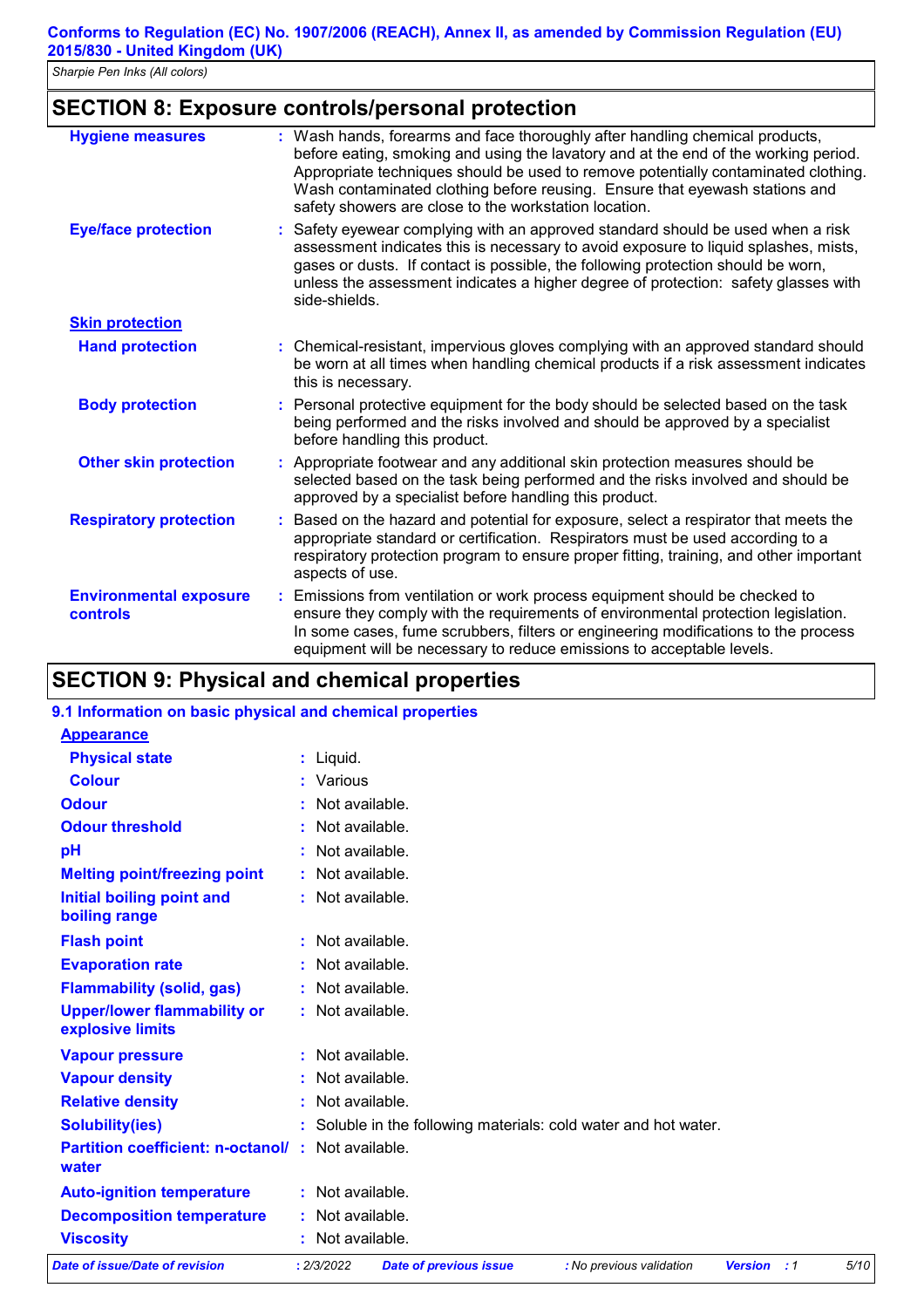## SECTION 8: Exposure controls/personal protection

| | |
|---|---|
| **Hygiene measures** | : Wash hands, forearms and face thoroughly after handling chemical products, before eating, smoking and using the lavatory and at the end of the working period. Appropriate techniques should be used to remove potentially contaminated clothing. Wash contaminated clothing before reusing. Ensure that eyewash stations and safety showers are close to the workstation location. |
| **Eye/face protection** | : Safety eyewear complying with an approved standard should be used when a risk assessment indicates this is necessary to avoid exposure to liquid splashes, mists, gases or dusts. If contact is possible, the following protection should be worn, unless the assessment indicates a higher degree of protection: safety glasses with side-shields. |
| **Skin protection** | |
| **Hand protection** | : Chemical-resistant, impervious gloves complying with an approved standard should be worn at all times when handling chemical products if a risk assessment indicates this is necessary. |
| **Body protection** | : Personal protective equipment for the body should be selected based on the task being performed and the risks involved and should be approved by a specialist before handling this product. |
| **Other skin protection** | : Appropriate footwear and any additional skin protection measures should be selected based on the task being performed and the risks involved and should be approved by a specialist before handling this product. |
| **Respiratory protection** | : Based on the hazard and potential for exposure, select a respirator that meets the appropriate standard or certification. Respirators must be used according to a respiratory protection program to ensure proper fitting, training, and other important aspects of use. |
| **Environmental exposure controls** | : Emissions from ventilation or work process equipment should be checked to ensure they comply with the requirements of environmental protection legislation. In some cases, fume scrubbers, filters or engineering modifications to the process equipment will be necessary to reduce emissions to acceptable levels. |

## SECTION 9: Physical and chemical properties

### 9.1 Information on basic physical and chemical properties

| | |
|---|---|
| **Appearance** | |
| **Physical state** | : Liquid. |
| **Colour** | : Various |
| **Odour** | : Not available. |
| **Odour threshold** | : Not available. |
| **pH** | : Not available. |
| **Melting point/freezing point** | : Not available. |
| **Initial boiling point and boiling range** | : Not available. |
| **Flash point** | : Not available. |
| **Evaporation rate** | : Not available. |
| **Flammability (solid, gas)** | : Not available. |
| **Upper/lower flammability or explosive limits** | : Not available. |
| **Vapour pressure** | : Not available. |
| **Vapour density** | : Not available. |
| **Relative density** | : Not available. |
| **Solubility(ies)** | : Soluble in the following materials: cold water and hot water. |
| **Partition coefficient: n-octanol/water** | : Not available. |
| **Auto-ignition temperature** | : Not available. |
| **Decomposition temperature** | : Not available. |
| **Viscosity** | : Not available. |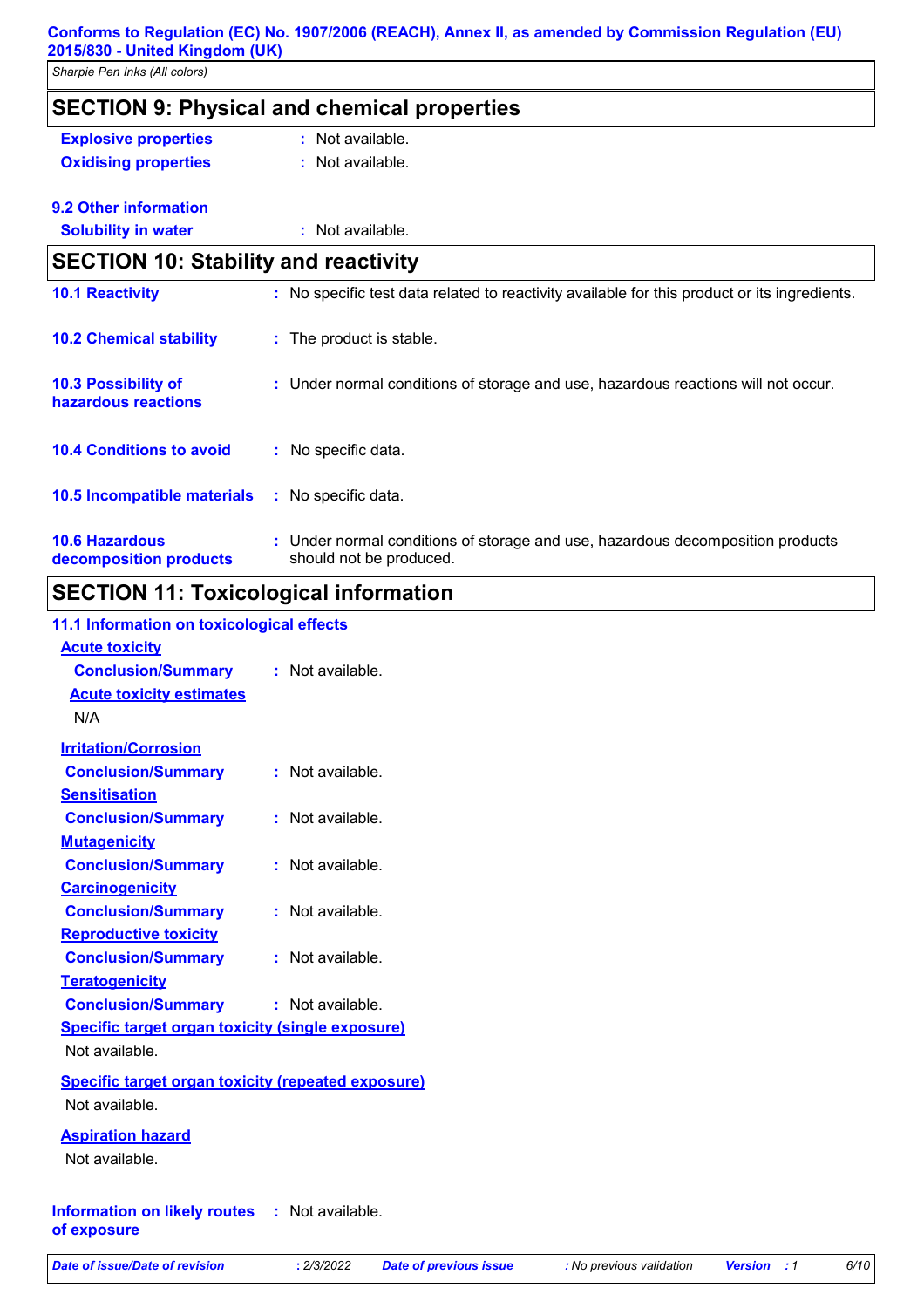## SECTION 9: Physical and chemical properties

**Explosive properties** : Not available.

**Oxidising properties** : Not available.

**9.2 Other information**

**Solubility in water** : Not available.

## SECTION 10: Stability and reactivity

**10.1 Reactivity** : No specific test data related to reactivity available for this product or its ingredients.

**10.2 Chemical stability** : The product is stable.

**10.3 Possibility of hazardous reactions** : Under normal conditions of storage and use, hazardous reactions will not occur.

**10.4 Conditions to avoid** : No specific data.

**10.5 Incompatible materials** : No specific data.

**10.6 Hazardous decomposition products** : Under normal conditions of storage and use, hazardous decomposition products should not be produced.

## SECTION 11: Toxicological information

**11.1 Information on toxicological effects**

**Acute toxicity**

**Conclusion/Summary** : Not available.

**Acute toxicity estimates**

N/A

**Irritation/Corrosion**

**Conclusion/Summary** : Not available.

**Sensitisation**

**Conclusion/Summary** : Not available.

**Mutagenicity**

**Conclusion/Summary** : Not available.

**Carcinogenicity**

**Conclusion/Summary** : Not available.

**Reproductive toxicity**

**Conclusion/Summary** : Not available.

**Teratogenicity**

**Conclusion/Summary** : Not available.

**Specific target organ toxicity (single exposure)**

Not available.

**Specific target organ toxicity (repeated exposure)**

Not available.

**Aspiration hazard**

Not available.

**Information on likely routes of exposure** : Not available.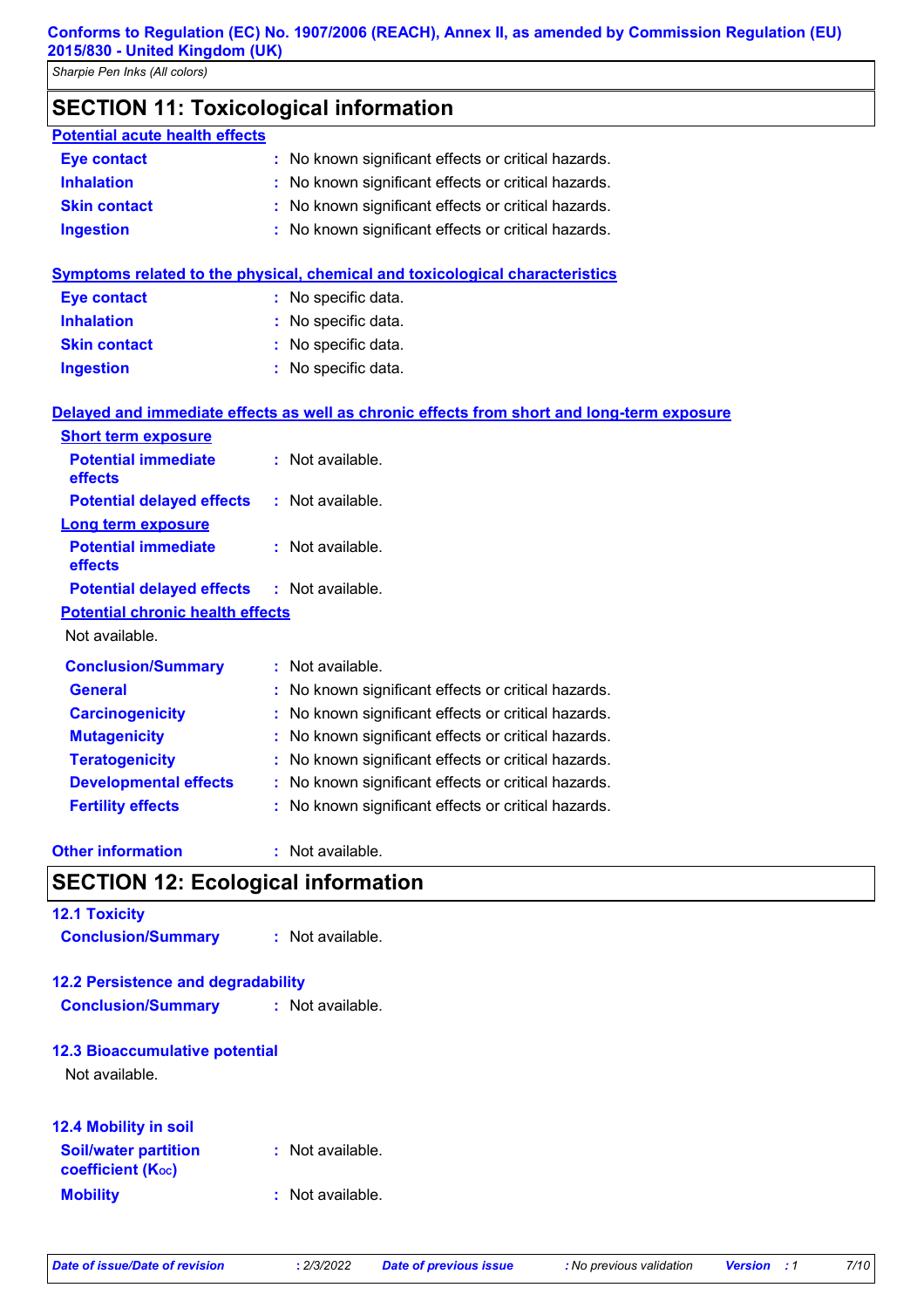## SECTION 11: Toxicological information

**Potential acute health effects**

**Eye contact** : No known significant effects or critical hazards.
**Inhalation** : No known significant effects or critical hazards.
**Skin contact** : No known significant effects or critical hazards.
**Ingestion** : No known significant effects or critical hazards.

**Symptoms related to the physical, chemical and toxicological characteristics**

**Eye contact** : No specific data.
**Inhalation** : No specific data.
**Skin contact** : No specific data.
**Ingestion** : No specific data.

**Delayed and immediate effects as well as chronic effects from short and long-term exposure**

**Short term exposure**

**Potential immediate effects** : Not available.
**Potential delayed effects** : Not available.

**Long term exposure**

**Potential immediate effects** : Not available.
**Potential delayed effects** : Not available.

**Potential chronic health effects**

Not available.

**Conclusion/Summary** : Not available.
**General** : No known significant effects or critical hazards.
**Carcinogenicity** : No known significant effects or critical hazards.
**Mutagenicity** : No known significant effects or critical hazards.
**Teratogenicity** : No known significant effects or critical hazards.
**Developmental effects** : No known significant effects or critical hazards.
**Fertility effects** : No known significant effects or critical hazards.

**Other information** : Not available.

## SECTION 12: Ecological information

### 12.1 Toxicity

**Conclusion/Summary** : Not available.

### 12.2 Persistence and degradability

**Conclusion/Summary** : Not available.

### 12.3 Bioaccumulative potential

Not available.

### 12.4 Mobility in soil

**Soil/water partition coefficient ($K_{OC}$)** : Not available.
**Mobility** : Not available.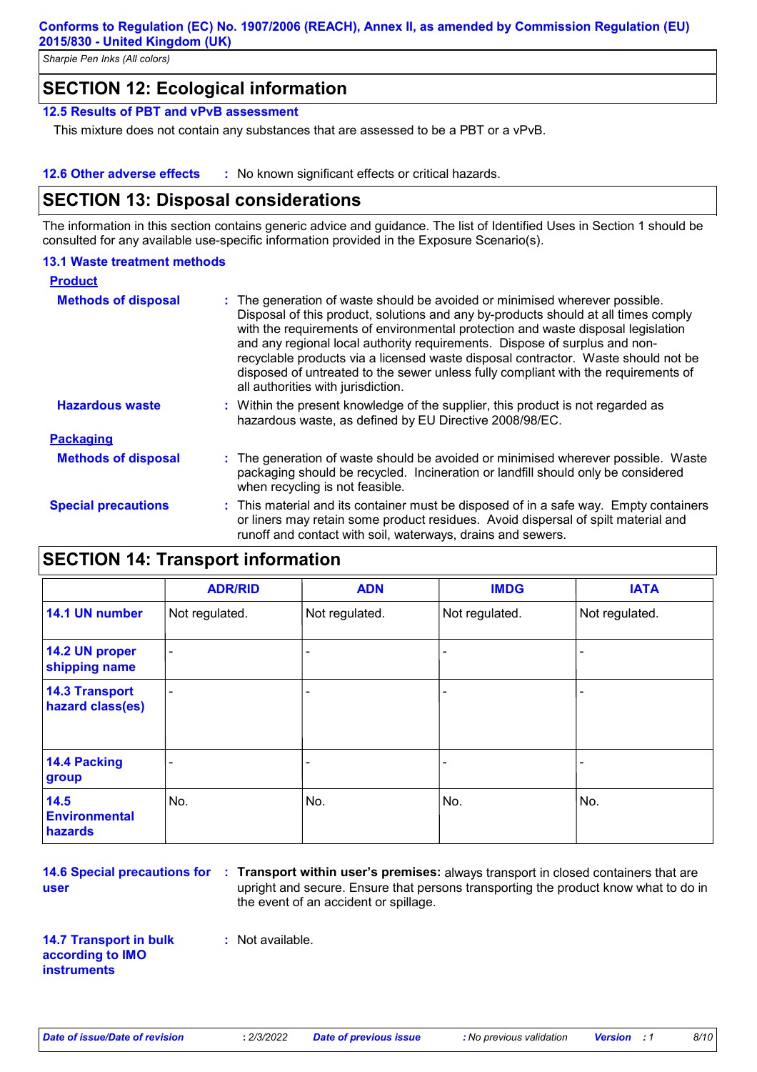## SECTION 12: Ecological information

### 12.5 Results of PBT and vPvB assessment

This mixture does not contain any substances that are assessed to be a PBT or a vPvB.

**12.6 Other adverse effects** : No known significant effects or critical hazards.

## SECTION 13: Disposal considerations

The information in this section contains generic advice and guidance. The list of Identified Uses in Section 1 should be consulted for any available use-specific information provided in the Exposure Scenario(s).

### 13.1 Waste treatment methods

**Product**

**Methods of disposal** : The generation of waste should be avoided or minimised wherever possible. Disposal of this product, solutions and any by-products should at all times comply with the requirements of environmental protection and waste disposal legislation and any regional local authority requirements. Dispose of surplus and non-recyclable products via a licensed waste disposal contractor. Waste should not be disposed of untreated to the sewer unless fully compliant with the requirements of all authorities with jurisdiction.

**Hazardous waste** : Within the present knowledge of the supplier, this product is not regarded as hazardous waste, as defined by EU Directive 2008/98/EC.

**Packaging**

**Methods of disposal** : The generation of waste should be avoided or minimised wherever possible. Waste packaging should be recycled. Incineration or landfill should only be considered when recycling is not feasible.

**Special precautions** : This material and its container must be disposed of in a safe way. Empty containers or liners may retain some product residues. Avoid dispersal of spilt material and runoff and contact with soil, waterways, drains and sewers.

## SECTION 14: Transport information

| | ADR/RID | ADN | IMDG | IATA |
|---|---|---|---|---|
| 14.1 UN number | Not regulated. | Not regulated. | Not regulated. | Not regulated. |
| 14.2 UN proper shipping name | - | - | - | - |
| 14.3 Transport hazard class(es) | - | - | - | - |
| 14.4 Packing group | - | - | - | - |
| 14.5 Environmental hazards | No. | No. | No. | No. |

**14.6 Special precautions for user** : **Transport within user's premises:** always transport in closed containers that are upright and secure. Ensure that persons transporting the product know what to do in the event of an accident or spillage.

**14.7 Transport in bulk according to IMO instruments** : Not available.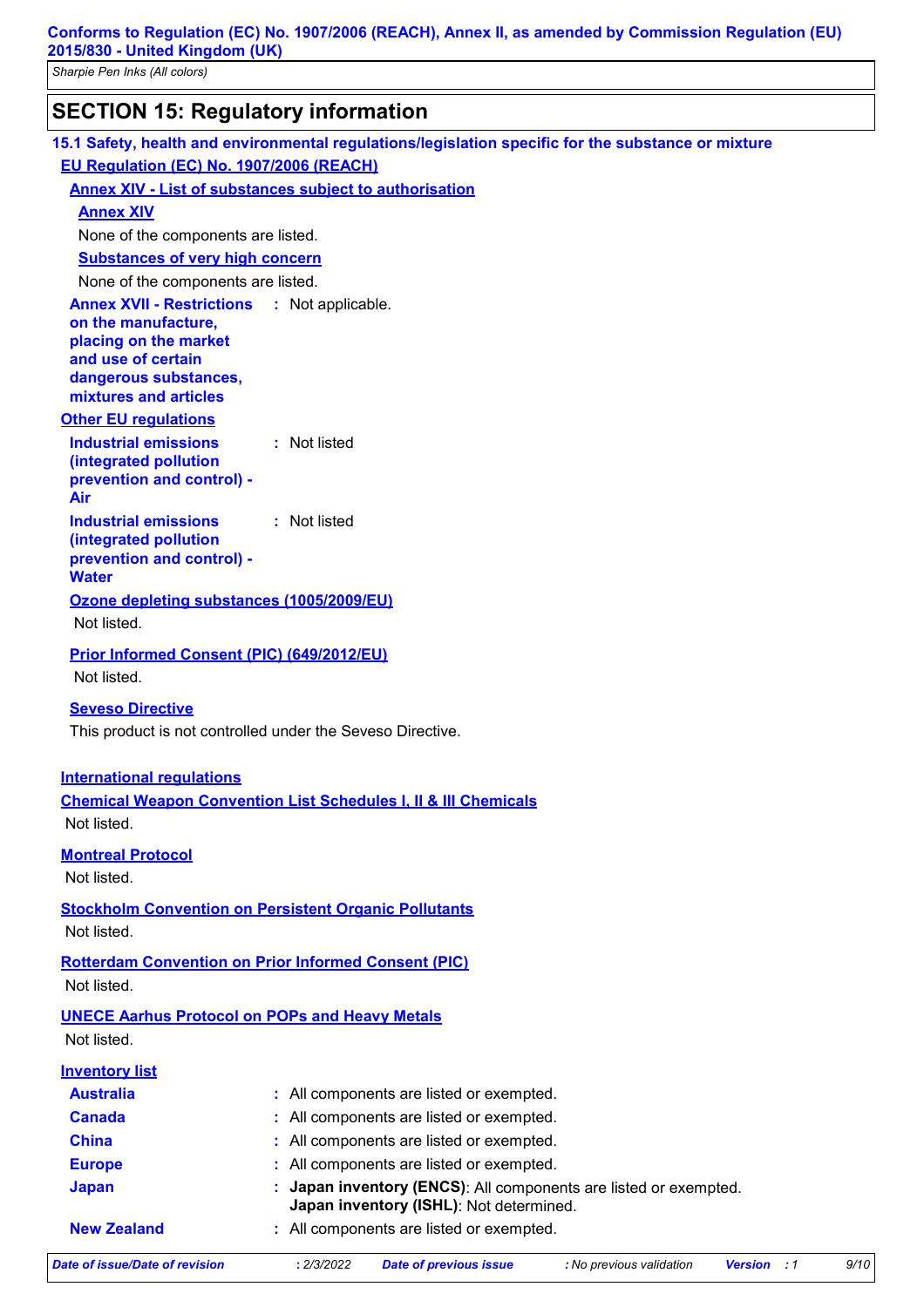## SECTION 15: Regulatory information

### 15.1 Safety, health and environmental regulations/legislation specific for the substance or mixture

**EU Regulation (EC) No. 1907/2006 (REACH)**

**Annex XIV - List of substances subject to authorisation**

**Annex XIV**

None of the components are listed.

**Substances of very high concern**

None of the components are listed.

**Annex XVII - Restrictions on the manufacture, placing on the market and use of certain dangerous substances, mixtures and articles** : Not applicable.

**Other EU regulations**

**Industrial emissions (integrated pollution prevention and control) - Air** : Not listed

**Industrial emissions (integrated pollution prevention and control) - Water** : Not listed

**Ozone depleting substances (1005/2009/EU)**

Not listed.

**Prior Informed Consent (PIC) (649/2012/EU)**

Not listed.

**Seveso Directive**

This product is not controlled under the Seveso Directive.

**International regulations**

**Chemical Weapon Convention List Schedules I, II & III Chemicals**

Not listed.

**Montreal Protocol**

Not listed.

**Stockholm Convention on Persistent Organic Pollutants**

Not listed.

**Rotterdam Convention on Prior Informed Consent (PIC)**

Not listed.

**UNECE Aarhus Protocol on POPs and Heavy Metals**

Not listed.

**Inventory list**

**Australia** : All components are listed or exempted.

**Canada** : All components are listed or exempted.

**China** : All components are listed or exempted.

**Europe** : All components are listed or exempted.

**Japan** : **Japan inventory (ENCS)**: All components are listed or exempted.
**Japan inventory (ISHL)**: Not determined.

**New Zealand** : All components are listed or exempted.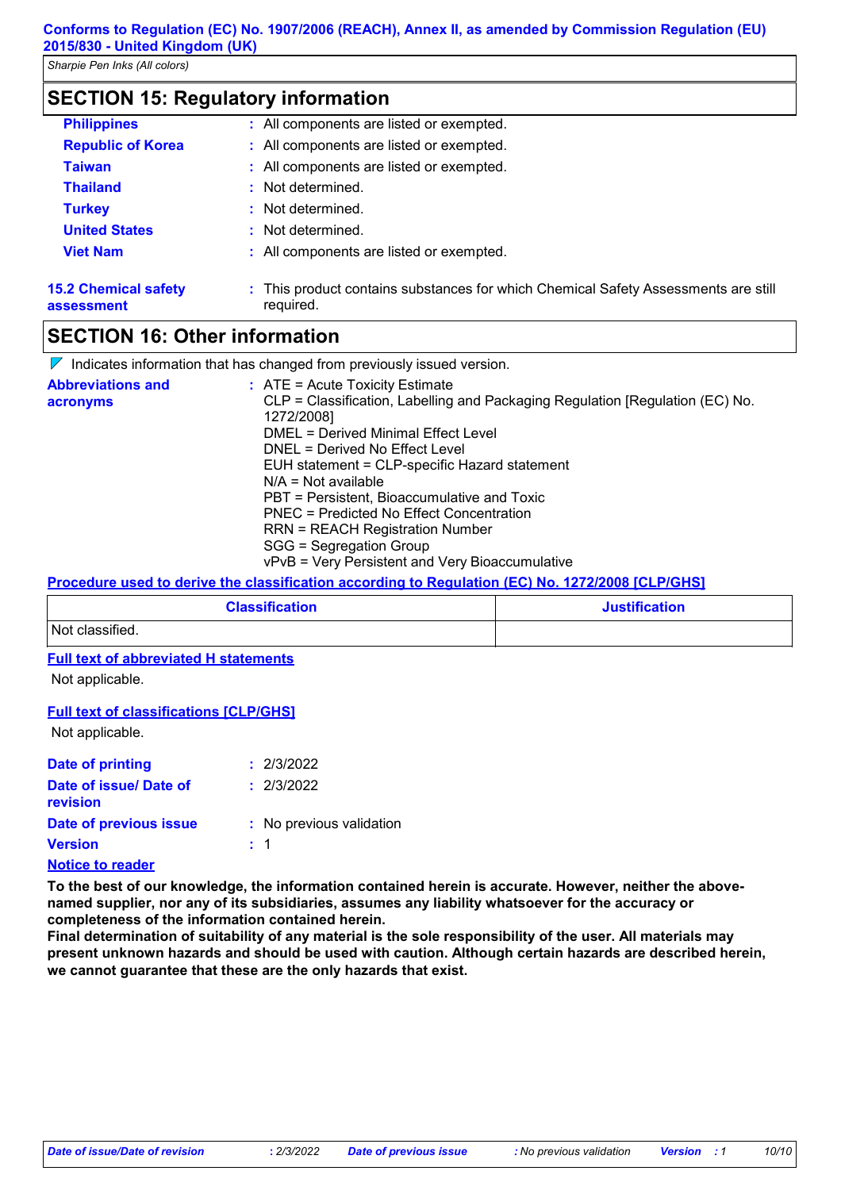## SECTION 15: Regulatory information

| | |
|---|---|
| **Philippines** | : All components are listed or exempted. |
| **Republic of Korea** | : All components are listed or exempted. |
| **Taiwan** | : All components are listed or exempted. |
| **Thailand** | : Not determined. |
| **Turkey** | : Not determined. |
| **United States** | : Not determined. |
| **Viet Nam** | : All components are listed or exempted. |

**15.2 Chemical safety assessment** : This product contains substances for which Chemical Safety Assessments are still required.

## SECTION 16: Other information

Indicates information that has changed from previously issued version.

**Abbreviations and acronyms** :
ATE = Acute Toxicity Estimate
CLP = Classification, Labelling and Packaging Regulation [Regulation (EC) No. 1272/2008]
DMEL = Derived Minimal Effect Level
DNEL = Derived No Effect Level
EUH statement = CLP-specific Hazard statement
N/A = Not available
PBT = Persistent, Bioaccumulative and Toxic
PNEC = Predicted No Effect Concentration
RRN = REACH Registration Number
SGG = Segregation Group
vPvB = Very Persistent and Very Bioaccumulative

**Procedure used to derive the classification according to Regulation (EC) No. 1272/2008 [CLP/GHS]**

| Classification | Justification |
|---|---|
| Not classified. | |

**Full text of abbreviated H statements**

Not applicable.

**Full text of classifications [CLP/GHS]**

Not applicable.

| | |
|---|---|
| **Date of printing** | : 2/3/2022 |
| **Date of issue/ Date of revision** | : 2/3/2022 |
| **Date of previous issue** | : No previous validation |
| **Version** | : 1 |

**Notice to reader**

**To the best of our knowledge, the information contained herein is accurate. However, neither the above-named supplier, nor any of its subsidiaries, assumes any liability whatsoever for the accuracy or completeness of the information contained herein.**
**Final determination of suitability of any material is the sole responsibility of the user. All materials may present unknown hazards and should be used with caution. Although certain hazards are described herein, we cannot guarantee that these are the only hazards that exist.**